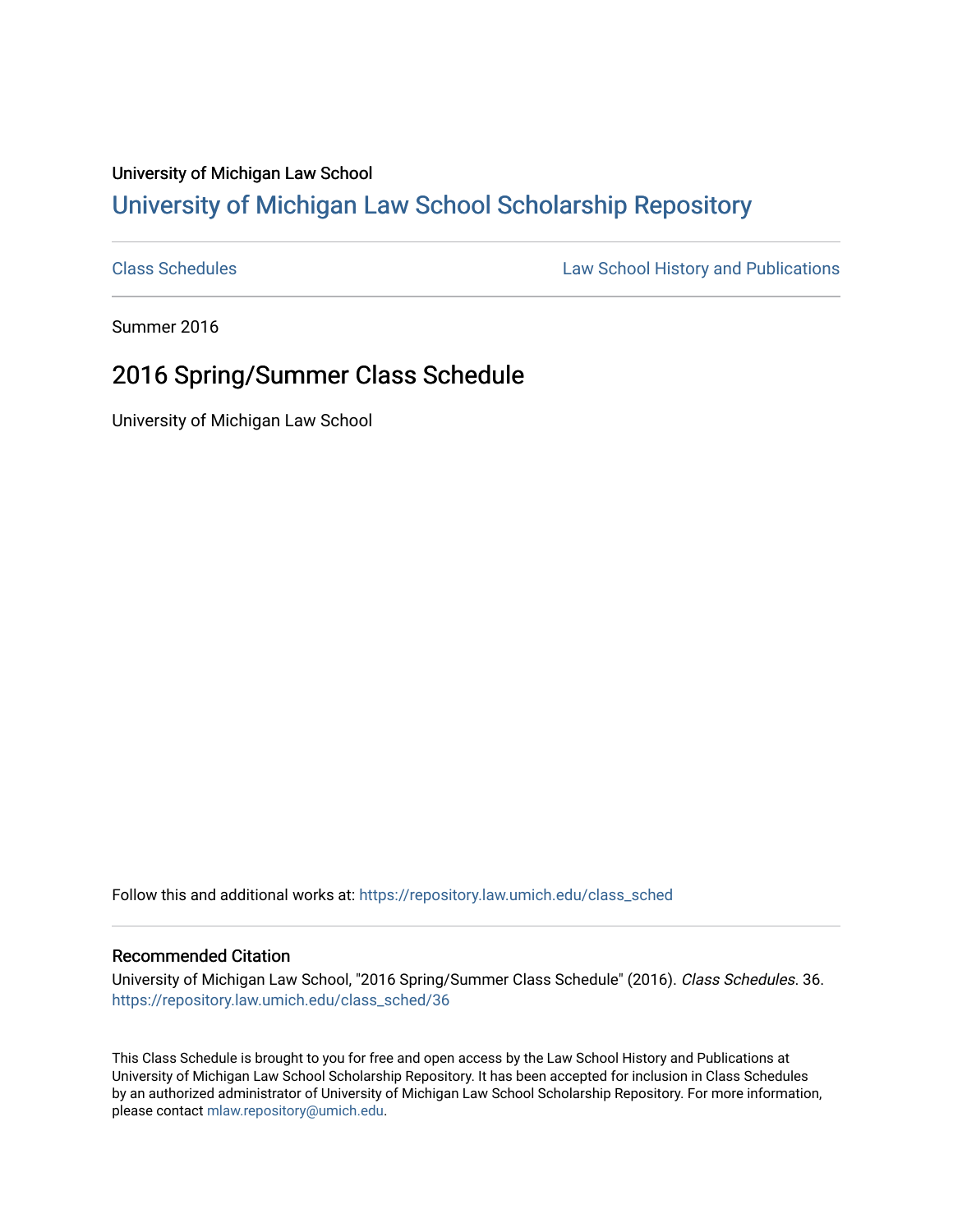University of Michigan Law School

# University of Michigan Law School Scholarship Repository

Class Schedules | Law School History and Publications

Summer 2016

## 2016 Spring/Summer Class Schedule

University of Michigan Law School

Follow this and additional works at: https://repository.law.umich.edu/class_sched

### Recommended Citation

University of Michigan Law School, "2016 Spring/Summer Class Schedule" (2016). *Class Schedules*. 36. https://repository.law.umich.edu/class_sched/36

This Class Schedule is brought to you for free and open access by the Law School History and Publications at University of Michigan Law School Scholarship Repository. It has been accepted for inclusion in Class Schedules by an authorized administrator of University of Michigan Law School Scholarship Repository. For more information, please contact mlaw.repository@umich.edu.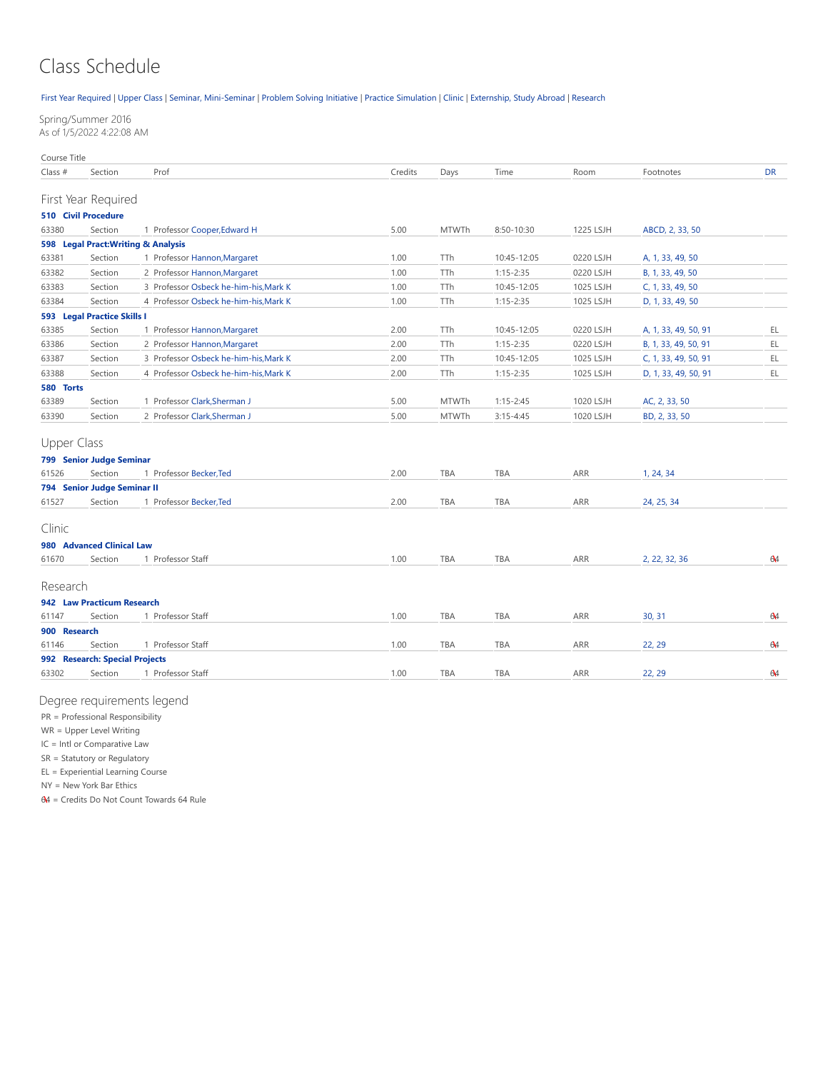# Class Schedule

First Year Required | Upper Class | Seminar, Mini-Seminar | Problem Solving Initiative | Practice Simulation | Clinic | Externship, Study Abroad | Research

Spring/Summer 2016
As of 1/5/2022 4:22:08 AM

| Class # | Section | Prof | Credits | Days | Time | Room | Footnotes | DR |
|---|---|---|---|---|---|---|---|---|
| **First Year Required** | | | | | | | | |
| **510 Civil Procedure** | | | | | | | | |
| 63380 | Section | 1 Professor Cooper,Edward H | 5.00 | MTWTh | 8:50-10:30 | 1225 LSJH | ABCD, 2, 33, 50 | |
| **598 Legal Pract:Writing & Analysis** | | | | | | | | |
| 63381 | Section | 1 Professor Hannon,Margaret | 1.00 | TTh | 10:45-12:05 | 0220 LSJH | A, 1, 33, 49, 50 | |
| 63382 | Section | 2 Professor Hannon,Margaret | 1.00 | TTh | 1:15-2:35 | 0220 LSJH | B, 1, 33, 49, 50 | |
| 63383 | Section | 3 Professor Osbeck he-him-his,Mark K | 1.00 | TTh | 10:45-12:05 | 1025 LSJH | C, 1, 33, 49, 50 | |
| 63384 | Section | 4 Professor Osbeck he-him-his,Mark K | 1.00 | TTh | 1:15-2:35 | 1025 LSJH | D, 1, 33, 49, 50 | |
| **593 Legal Practice Skills I** | | | | | | | | |
| 63385 | Section | 1 Professor Hannon,Margaret | 2.00 | TTh | 10:45-12:05 | 0220 LSJH | A, 1, 33, 49, 50, 91 | EL |
| 63386 | Section | 2 Professor Hannon,Margaret | 2.00 | TTh | 1:15-2:35 | 0220 LSJH | B, 1, 33, 49, 50, 91 | EL |
| 63387 | Section | 3 Professor Osbeck he-him-his,Mark K | 2.00 | TTh | 10:45-12:05 | 1025 LSJH | C, 1, 33, 49, 50, 91 | EL |
| 63388 | Section | 4 Professor Osbeck he-him-his,Mark K | 2.00 | TTh | 1:15-2:35 | 1025 LSJH | D, 1, 33, 49, 50, 91 | EL |
| **580 Torts** | | | | | | | | |
| 63389 | Section | 1 Professor Clark,Sherman J | 5.00 | MTWTh | 1:15-2:45 | 1020 LSJH | AC, 2, 33, 50 | |
| 63390 | Section | 2 Professor Clark,Sherman J | 5.00 | MTWTh | 3:15-4:45 | 1020 LSJH | BD, 2, 33, 50 | |
| **Upper Class** | | | | | | | | |
| **799 Senior Judge Seminar** | | | | | | | | |
| 61526 | Section | 1 Professor Becker,Ted | 2.00 | TBA | TBA | ARR | 1, 24, 34 | |
| **794 Senior Judge Seminar II** | | | | | | | | |
| 61527 | Section | 1 Professor Becker,Ted | 2.00 | TBA | TBA | ARR | 24, 25, 34 | |
| **Clinic** | | | | | | | | |
| **980 Advanced Clinical Law** | | | | | | | | |
| 61670 | Section | 1 Professor Staff | 1.00 | TBA | TBA | ARR | 2, 22, 32, 36 | 64 |
| **Research** | | | | | | | | |
| **942 Law Practicum Research** | | | | | | | | |
| 61147 | Section | 1 Professor Staff | 1.00 | TBA | TBA | ARR | 30, 31 | 64 |
| **900 Research** | | | | | | | | |
| 61146 | Section | 1 Professor Staff | 1.00 | TBA | TBA | ARR | 22, 29 | 64 |
| **992 Research: Special Projects** | | | | | | | | |
| 63302 | Section | 1 Professor Staff | 1.00 | TBA | TBA | ARR | 22, 29 | 64 |

## Degree requirements legend

PR = Professional Responsibility
WR = Upper Level Writing
IC = Intl or Comparative Law
SR = Statutory or Regulatory
EL = Experiential Learning Course
NY = New York Bar Ethics
64 = Credits Do Not Count Towards 64 Rule